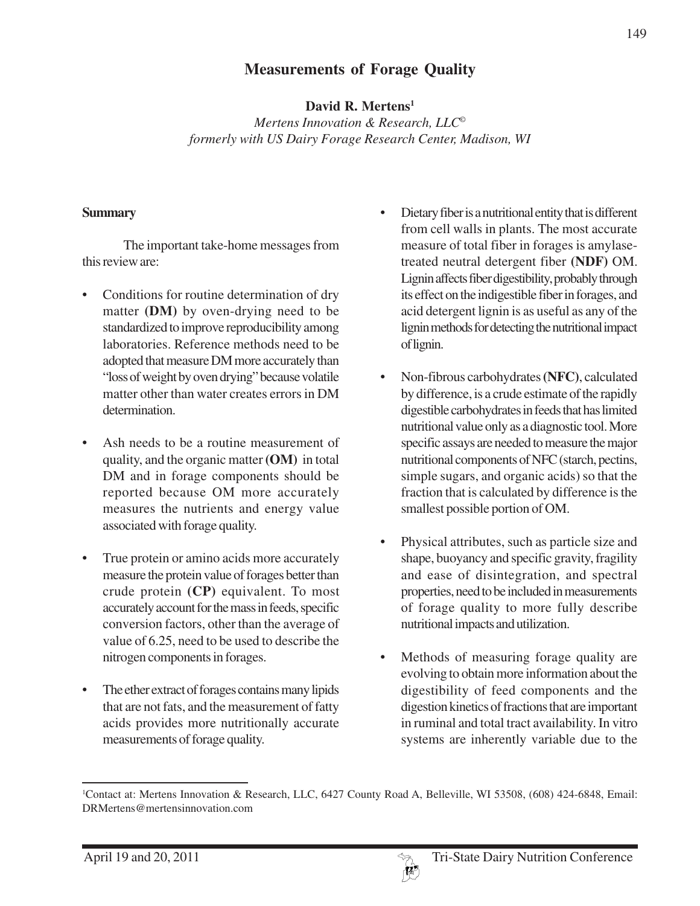# Measurements of Forage Quality

**David R. Mertens**[1]

*Mertens Innovation & Research, LLC©*
*formerly with US Dairy Forage Research Center, Madison, WI*

## Summary

The important take-home messages from this review are:

- Conditions for routine determination of dry matter **(DM)** by oven-drying need to be standardized to improve reproducibility among laboratories. Reference methods need to be adopted that measure DM more accurately than "loss of weight by oven drying" because volatile matter other than water creates errors in DM determination.
- Ash needs to be a routine measurement of quality, and the organic matter **(OM)** in total DM and in forage components should be reported because OM more accurately measures the nutrients and energy value associated with forage quality.
- True protein or amino acids more accurately measure the protein value of forages better than crude protein **(CP)** equivalent. To most accurately account for the mass in feeds, specific conversion factors, other than the average of value of 6.25, need to be used to describe the nitrogen components in forages.
- The ether extract of forages contains many lipids that are not fats, and the measurement of fatty acids provides more nutritionally accurate measurements of forage quality.
- Dietary fiber is a nutritional entity that is different from cell walls in plants. The most accurate measure of total fiber in forages is amylase-treated neutral detergent fiber **(NDF)** OM. Lignin affects fiber digestibility, probably through its effect on the indigestible fiber in forages, and acid detergent lignin is as useful as any of the lignin methods for detecting the nutritional impact of lignin.
- Non-fibrous carbohydrates **(NFC)**, calculated by difference, is a crude estimate of the rapidly digestible carbohydrates in feeds that has limited nutritional value only as a diagnostic tool. More specific assays are needed to measure the major nutritional components of NFC (starch, pectins, simple sugars, and organic acids) so that the fraction that is calculated by difference is the smallest possible portion of OM.
- Physical attributes, such as particle size and shape, buoyancy and specific gravity, fragility and ease of disintegration, and spectral properties, need to be included in measurements of forage quality to more fully describe nutritional impacts and utilization.
- Methods of measuring forage quality are evolving to obtain more information about the digestibility of feed components and the digestion kinetics of fractions that are important in ruminal and total tract availability. In vitro systems are inherently variable due to the

---

[1]Contact at: Mertens Innovation & Research, LLC, 6427 County Road A, Belleville, WI 53508, (608) 424-6848, Email: DRMertens@mertensinnovation.com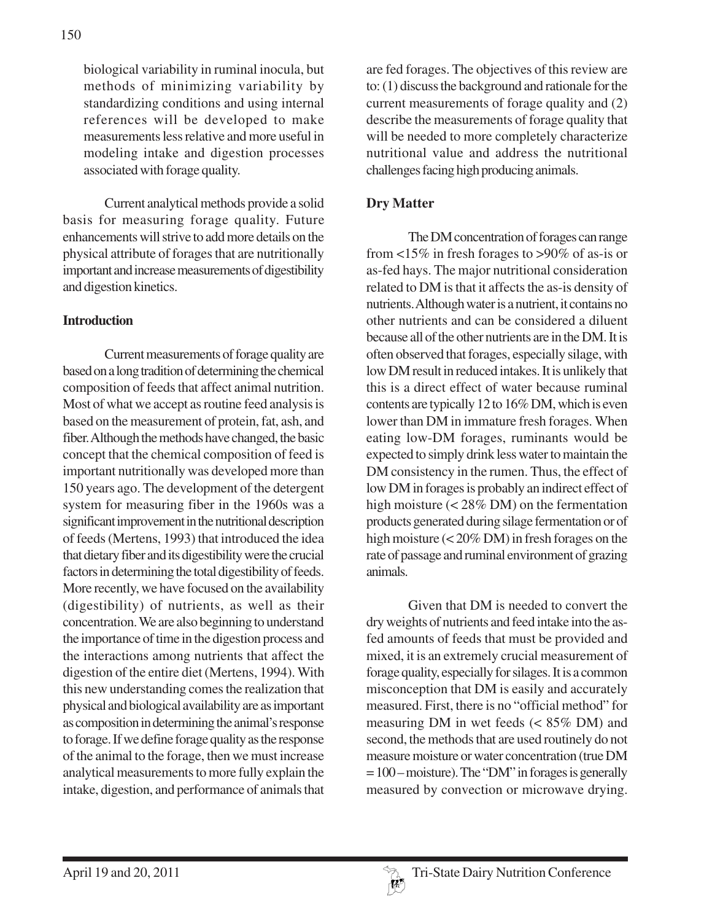biological variability in ruminal inocula, but methods of minimizing variability by standardizing conditions and using internal references will be developed to make measurements less relative and more useful in modeling intake and digestion processes associated with forage quality.

Current analytical methods provide a solid basis for measuring forage quality. Future enhancements will strive to add more details on the physical attribute of forages that are nutritionally important and increase measurements of digestibility and digestion kinetics.

## Introduction

Current measurements of forage quality are based on a long tradition of determining the chemical composition of feeds that affect animal nutrition. Most of what we accept as routine feed analysis is based on the measurement of protein, fat, ash, and fiber. Although the methods have changed, the basic concept that the chemical composition of feed is important nutritionally was developed more than 150 years ago. The development of the detergent system for measuring fiber in the 1960s was a significant improvement in the nutritional description of feeds (Mertens, 1993) that introduced the idea that dietary fiber and its digestibility were the crucial factors in determining the total digestibility of feeds. More recently, we have focused on the availability (digestibility) of nutrients, as well as their concentration. We are also beginning to understand the importance of time in the digestion process and the interactions among nutrients that affect the digestion of the entire diet (Mertens, 1994). With this new understanding comes the realization that physical and biological availability are as important as composition in determining the animal's response to forage. If we define forage quality as the response of the animal to the forage, then we must increase analytical measurements to more fully explain the intake, digestion, and performance of animals that are fed forages. The objectives of this review are to: (1) discuss the background and rationale for the current measurements of forage quality and (2) describe the measurements of forage quality that will be needed to more completely characterize nutritional value and address the nutritional challenges facing high producing animals.

## Dry Matter

The DM concentration of forages can range from <15% in fresh forages to >90% of as-is or as-fed hays. The major nutritional consideration related to DM is that it affects the as-is density of nutrients. Although water is a nutrient, it contains no other nutrients and can be considered a diluent because all of the other nutrients are in the DM. It is often observed that forages, especially silage, with low DM result in reduced intakes. It is unlikely that this is a direct effect of water because ruminal contents are typically 12 to 16% DM, which is even lower than DM in immature fresh forages. When eating low-DM forages, ruminants would be expected to simply drink less water to maintain the DM consistency in the rumen. Thus, the effect of low DM in forages is probably an indirect effect of high moisture (< 28% DM) on the fermentation products generated during silage fermentation or of high moisture (< 20% DM) in fresh forages on the rate of passage and ruminal environment of grazing animals.

Given that DM is needed to convert the dry weights of nutrients and feed intake into the as-fed amounts of feeds that must be provided and mixed, it is an extremely crucial measurement of forage quality, especially for silages. It is a common misconception that DM is easily and accurately measured. First, there is no "official method" for measuring DM in wet feeds (< 85% DM) and second, the methods that are used routinely do not measure moisture or water concentration (true DM = 100 – moisture). The "DM" in forages is generally measured by convection or microwave drying.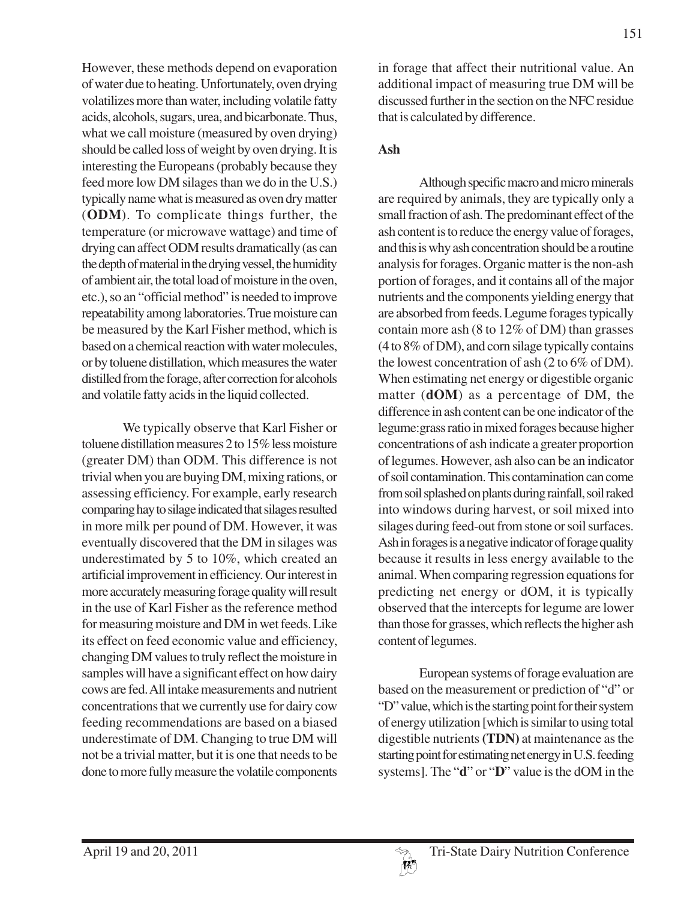However, these methods depend on evaporation of water due to heating. Unfortunately, oven drying volatilizes more than water, including volatile fatty acids, alcohols, sugars, urea, and bicarbonate. Thus, what we call moisture (measured by oven drying) should be called loss of weight by oven drying. It is interesting the Europeans (probably because they feed more low DM silages than we do in the U.S.) typically name what is measured as oven dry matter (**ODM**). To complicate things further, the temperature (or microwave wattage) and time of drying can affect ODM results dramatically (as can the depth of material in the drying vessel, the humidity of ambient air, the total load of moisture in the oven, etc.), so an "official method" is needed to improve repeatability among laboratories. True moisture can be measured by the Karl Fisher method, which is based on a chemical reaction with water molecules, or by toluene distillation, which measures the water distilled from the forage, after correction for alcohols and volatile fatty acids in the liquid collected.

We typically observe that Karl Fisher or toluene distillation measures 2 to 15% less moisture (greater DM) than ODM. This difference is not trivial when you are buying DM, mixing rations, or assessing efficiency. For example, early research comparing hay to silage indicated that silages resulted in more milk per pound of DM. However, it was eventually discovered that the DM in silages was underestimated by 5 to 10%, which created an artificial improvement in efficiency. Our interest in more accurately measuring forage quality will result in the use of Karl Fisher as the reference method for measuring moisture and DM in wet feeds. Like its effect on feed economic value and efficiency, changing DM values to truly reflect the moisture in samples will have a significant effect on how dairy cows are fed. All intake measurements and nutrient concentrations that we currently use for dairy cow feeding recommendations are based on a biased underestimate of DM. Changing to true DM will not be a trivial matter, but it is one that needs to be done to more fully measure the volatile components in forage that affect their nutritional value. An additional impact of measuring true DM will be discussed further in the section on the NFC residue that is calculated by difference.

**Ash**

Although specific macro and micro minerals are required by animals, they are typically only a small fraction of ash. The predominant effect of the ash content is to reduce the energy value of forages, and this is why ash concentration should be a routine analysis for forages. Organic matter is the non-ash portion of forages, and it contains all of the major nutrients and the components yielding energy that are absorbed from feeds. Legume forages typically contain more ash (8 to 12% of DM) than grasses (4 to 8% of DM), and corn silage typically contains the lowest concentration of ash (2 to 6% of DM). When estimating net energy or digestible organic matter (**dOM**) as a percentage of DM, the difference in ash content can be one indicator of the legume:grass ratio in mixed forages because higher concentrations of ash indicate a greater proportion of legumes. However, ash also can be an indicator of soil contamination. This contamination can come from soil splashed on plants during rainfall, soil raked into windows during harvest, or soil mixed into silages during feed-out from stone or soil surfaces. Ash in forages is a negative indicator of forage quality because it results in less energy available to the animal. When comparing regression equations for predicting net energy or dOM, it is typically observed that the intercepts for legume are lower than those for grasses, which reflects the higher ash content of legumes.

European systems of forage evaluation are based on the measurement or prediction of "d" or "D" value, which is the starting point for their system of energy utilization [which is similar to using total digestible nutrients **(TDN)** at maintenance as the starting point for estimating net energy in U.S. feeding systems]. The "**d**" or "**D**" value is the dOM in the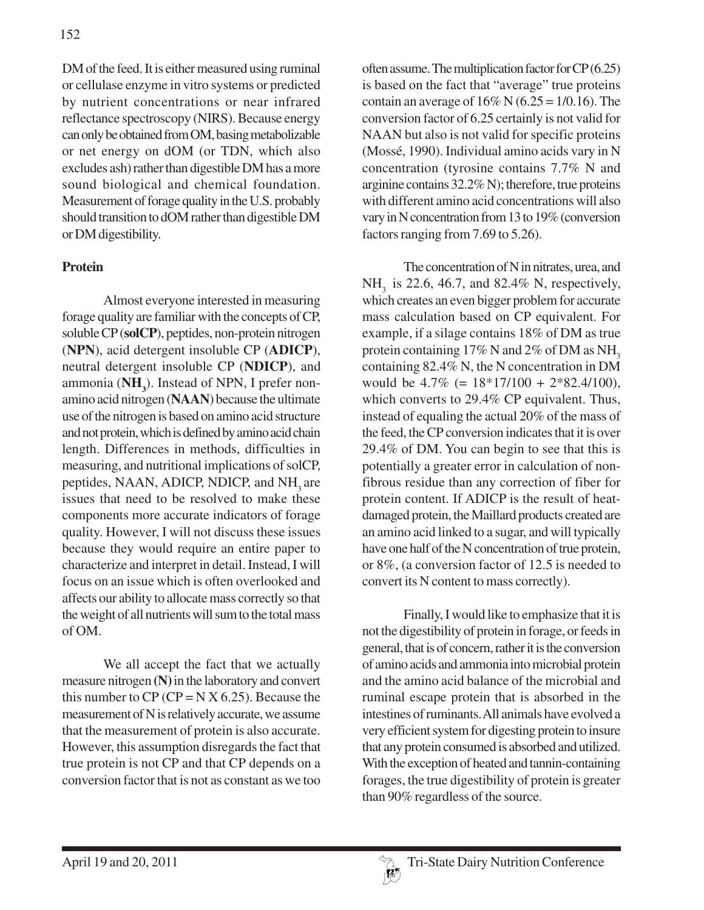DM of the feed. It is either measured using ruminal or cellulase enzyme in vitro systems or predicted by nutrient concentrations or near infrared reflectance spectroscopy (NIRS). Because energy can only be obtained from OM, basing metabolizable or net energy on dOM (or TDN, which also excludes ash) rather than digestible DM has a more sound biological and chemical foundation. Measurement of forage quality in the U.S. probably should transition to dOM rather than digestible DM or DM digestibility.

**Protein**

Almost everyone interested in measuring forage quality are familiar with the concepts of CP, soluble CP (**solCP**), peptides, non-protein nitrogen (**NPN**), acid detergent insoluble CP (**ADICP**), neutral detergent insoluble CP (**NDICP**), and ammonia (**$NH_3$**). Instead of NPN, I prefer non-amino acid nitrogen (**NAAN**) because the ultimate use of the nitrogen is based on amino acid structure and not protein, which is defined by amino acid chain length. Differences in methods, difficulties in measuring, and nutritional implications of solCP, peptides, NAAN, ADICP, NDICP, and $NH_3$ are issues that need to be resolved to make these components more accurate indicators of forage quality. However, I will not discuss these issues because they would require an entire paper to characterize and interpret in detail. Instead, I will focus on an issue which is often overlooked and affects our ability to allocate mass correctly so that the weight of all nutrients will sum to the total mass of OM.

We all accept the fact that we actually measure nitrogen **(N)** in the laboratory and convert this number to CP (CP = N X 6.25). Because the measurement of N is relatively accurate, we assume that the measurement of protein is also accurate. However, this assumption disregards the fact that true protein is not CP and that CP depends on a conversion factor that is not as constant as we too often assume. The multiplication factor for CP (6.25) is based on the fact that "average" true proteins contain an average of 16% N (6.25 = 1/0.16). The conversion factor of 6.25 certainly is not valid for NAAN but also is not valid for specific proteins (Mossé, 1990). Individual amino acids vary in N concentration (tyrosine contains 7.7% N and arginine contains 32.2% N); therefore, true proteins with different amino acid concentrations will also vary in N concentration from 13 to 19% (conversion factors ranging from 7.69 to 5.26).

The concentration of N in nitrates, urea, and $NH_3$ is 22.6, 46.7, and 82.4% N, respectively, which creates an even bigger problem for accurate mass calculation based on CP equivalent. For example, if a silage contains 18% of DM as true protein containing 17% N and 2% of DM as $NH_3$ containing 82.4% N, the N concentration in DM would be 4.7% (= 18*17/100 + 2*82.4/100), which converts to 29.4% CP equivalent. Thus, instead of equaling the actual 20% of the mass of the feed, the CP conversion indicates that it is over 29.4% of DM. You can begin to see that this is potentially a greater error in calculation of non-fibrous residue than any correction of fiber for protein content. If ADICP is the result of heat-damaged protein, the Maillard products created are an amino acid linked to a sugar, and will typically have one half of the N concentration of true protein, or 8%, (a conversion factor of 12.5 is needed to convert its N content to mass correctly).

Finally, I would like to emphasize that it is not the digestibility of protein in forage, or feeds in general, that is of concern, rather it is the conversion of amino acids and ammonia into microbial protein and the amino acid balance of the microbial and ruminal escape protein that is absorbed in the intestines of ruminants. All animals have evolved a very efficient system for digesting protein to insure that any protein consumed is absorbed and utilized. With the exception of heated and tannin-containing forages, the true digestibility of protein is greater than 90% regardless of the source.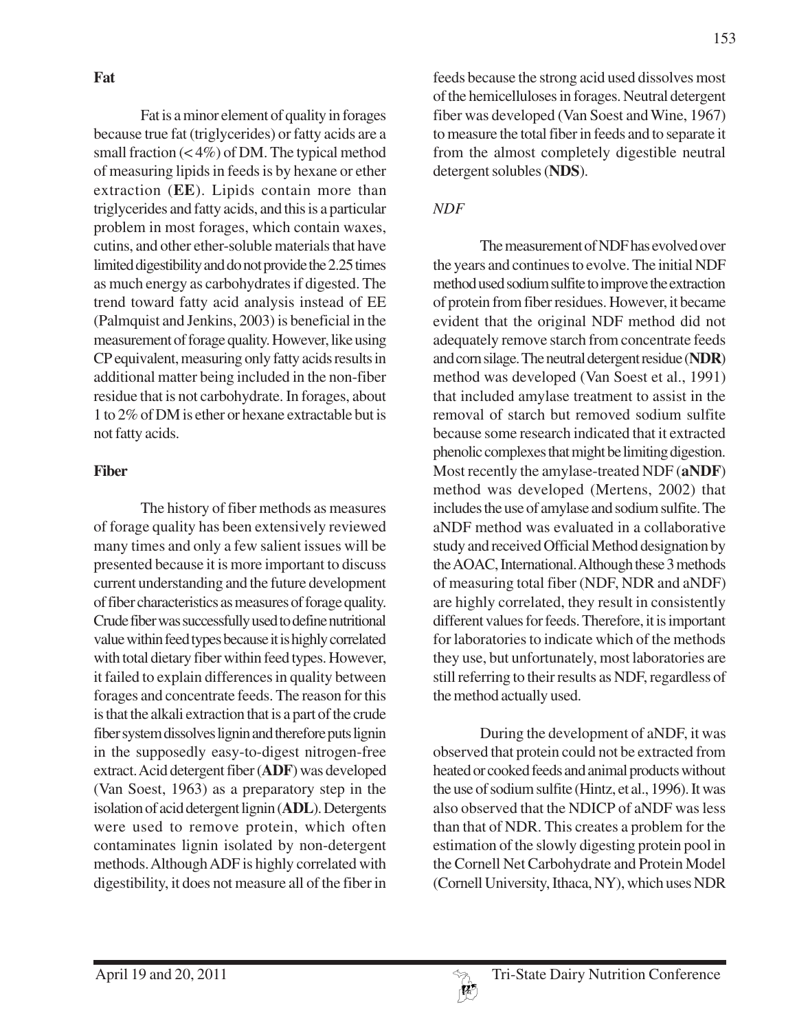## Fat

Fat is a minor element of quality in forages because true fat (triglycerides) or fatty acids are a small fraction (< 4%) of DM. The typical method of measuring lipids in feeds is by hexane or ether extraction (**EE**). Lipids contain more than triglycerides and fatty acids, and this is a particular problem in most forages, which contain waxes, cutins, and other ether-soluble materials that have limited digestibility and do not provide the 2.25 times as much energy as carbohydrates if digested. The trend toward fatty acid analysis instead of EE (Palmquist and Jenkins, 2003) is beneficial in the measurement of forage quality. However, like using CP equivalent, measuring only fatty acids results in additional matter being included in the non-fiber residue that is not carbohydrate. In forages, about 1 to 2% of DM is ether or hexane extractable but is not fatty acids.

## Fiber

The history of fiber methods as measures of forage quality has been extensively reviewed many times and only a few salient issues will be presented because it is more important to discuss current understanding and the future development of fiber characteristics as measures of forage quality. Crude fiber was successfully used to define nutritional value within feed types because it is highly correlated with total dietary fiber within feed types. However, it failed to explain differences in quality between forages and concentrate feeds. The reason for this is that the alkali extraction that is a part of the crude fiber system dissolves lignin and therefore puts lignin in the supposedly easy-to-digest nitrogen-free extract. Acid detergent fiber (**ADF**) was developed (Van Soest, 1963) as a preparatory step in the isolation of acid detergent lignin (**ADL**). Detergents were used to remove protein, which often contaminates lignin isolated by non-detergent methods. Although ADF is highly correlated with digestibility, it does not measure all of the fiber in feeds because the strong acid used dissolves most of the hemicelluloses in forages. Neutral detergent fiber was developed (Van Soest and Wine, 1967) to measure the total fiber in feeds and to separate it from the almost completely digestible neutral detergent solubles (**NDS**).

### *NDF*

The measurement of NDF has evolved over the years and continues to evolve. The initial NDF method used sodium sulfite to improve the extraction of protein from fiber residues. However, it became evident that the original NDF method did not adequately remove starch from concentrate feeds and corn silage. The neutral detergent residue (**NDR**) method was developed (Van Soest et al., 1991) that included amylase treatment to assist in the removal of starch but removed sodium sulfite because some research indicated that it extracted phenolic complexes that might be limiting digestion. Most recently the amylase-treated NDF (**aNDF**) method was developed (Mertens, 2002) that includes the use of amylase and sodium sulfite. The aNDF method was evaluated in a collaborative study and received Official Method designation by the AOAC, International. Although these 3 methods of measuring total fiber (NDF, NDR and aNDF) are highly correlated, they result in consistently different values for feeds. Therefore, it is important for laboratories to indicate which of the methods they use, but unfortunately, most laboratories are still referring to their results as NDF, regardless of the method actually used.

During the development of aNDF, it was observed that protein could not be extracted from heated or cooked feeds and animal products without the use of sodium sulfite (Hintz, et al., 1996). It was also observed that the NDICP of aNDF was less than that of NDR. This creates a problem for the estimation of the slowly digesting protein pool in the Cornell Net Carbohydrate and Protein Model (Cornell University, Ithaca, NY), which uses NDR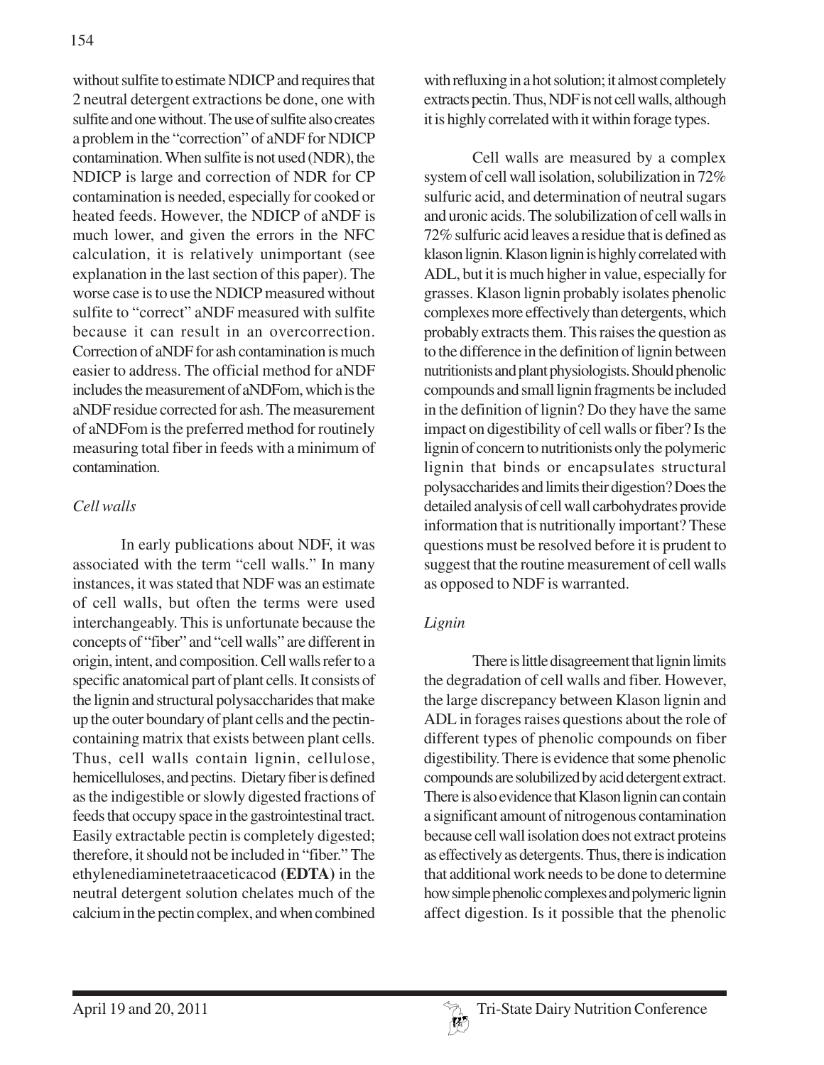without sulfite to estimate NDICP and requires that 2 neutral detergent extractions be done, one with sulfite and one without. The use of sulfite also creates a problem in the "correction" of aNDF for NDICP contamination. When sulfite is not used (NDR), the NDICP is large and correction of NDR for CP contamination is needed, especially for cooked or heated feeds. However, the NDICP of aNDF is much lower, and given the errors in the NFC calculation, it is relatively unimportant (see explanation in the last section of this paper). The worse case is to use the NDICP measured without sulfite to "correct" aNDF measured with sulfite because it can result in an overcorrection. Correction of aNDF for ash contamination is much easier to address. The official method for aNDF includes the measurement of aNDFom, which is the aNDF residue corrected for ash. The measurement of aNDFom is the preferred method for routinely measuring total fiber in feeds with a minimum of contamination.

### *Cell walls*

In early publications about NDF, it was associated with the term "cell walls." In many instances, it was stated that NDF was an estimate of cell walls, but often the terms were used interchangeably. This is unfortunate because the concepts of "fiber" and "cell walls" are different in origin, intent, and composition. Cell walls refer to a specific anatomical part of plant cells. It consists of the lignin and structural polysaccharides that make up the outer boundary of plant cells and the pectin-containing matrix that exists between plant cells. Thus, cell walls contain lignin, cellulose, hemicelluloses, and pectins. Dietary fiber is defined as the indigestible or slowly digested fractions of feeds that occupy space in the gastrointestinal tract. Easily extractable pectin is completely digested; therefore, it should not be included in "fiber." The ethylenediaminetetraaceticacod **(EDTA)** in the neutral detergent solution chelates much of the calcium in the pectin complex, and when combined with refluxing in a hot solution; it almost completely extracts pectin. Thus, NDF is not cell walls, although it is highly correlated with it within forage types.

Cell walls are measured by a complex system of cell wall isolation, solubilization in 72% sulfuric acid, and determination of neutral sugars and uronic acids. The solubilization of cell walls in 72% sulfuric acid leaves a residue that is defined as klason lignin. Klason lignin is highly correlated with ADL, but it is much higher in value, especially for grasses. Klason lignin probably isolates phenolic complexes more effectively than detergents, which probably extracts them. This raises the question as to the difference in the definition of lignin between nutritionists and plant physiologists. Should phenolic compounds and small lignin fragments be included in the definition of lignin? Do they have the same impact on digestibility of cell walls or fiber? Is the lignin of concern to nutritionists only the polymeric lignin that binds or encapsulates structural polysaccharides and limits their digestion? Does the detailed analysis of cell wall carbohydrates provide information that is nutritionally important? These questions must be resolved before it is prudent to suggest that the routine measurement of cell walls as opposed to NDF is warranted.

### *Lignin*

There is little disagreement that lignin limits the degradation of cell walls and fiber. However, the large discrepancy between Klason lignin and ADL in forages raises questions about the role of different types of phenolic compounds on fiber digestibility. There is evidence that some phenolic compounds are solubilized by acid detergent extract. There is also evidence that Klason lignin can contain a significant amount of nitrogenous contamination because cell wall isolation does not extract proteins as effectively as detergents. Thus, there is indication that additional work needs to be done to determine how simple phenolic complexes and polymeric lignin affect digestion. Is it possible that the phenolic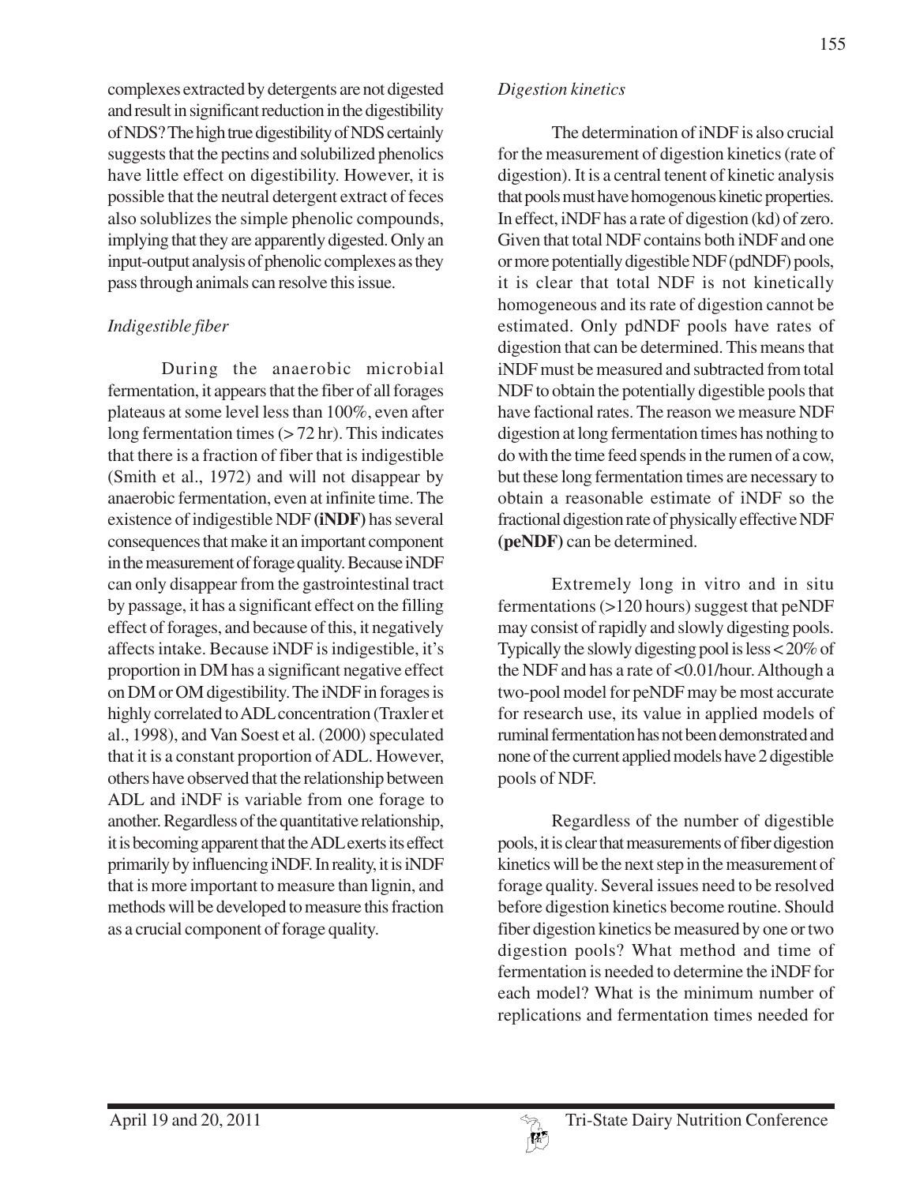complexes extracted by detergents are not digested and result in significant reduction in the digestibility of NDS? The high true digestibility of NDS certainly suggests that the pectins and solubilized phenolics have little effect on digestibility. However, it is possible that the neutral detergent extract of feces also solublizes the simple phenolic compounds, implying that they are apparently digested. Only an input-output analysis of phenolic complexes as they pass through animals can resolve this issue.

### *Indigestible fiber*

During the anaerobic microbial fermentation, it appears that the fiber of all forages plateaus at some level less than 100%, even after long fermentation times (> 72 hr). This indicates that there is a fraction of fiber that is indigestible (Smith et al., 1972) and will not disappear by anaerobic fermentation, even at infinite time. The existence of indigestible NDF **(iNDF)** has several consequences that make it an important component in the measurement of forage quality. Because iNDF can only disappear from the gastrointestinal tract by passage, it has a significant effect on the filling effect of forages, and because of this, it negatively affects intake. Because iNDF is indigestible, it's proportion in DM has a significant negative effect on DM or OM digestibility. The iNDF in forages is highly correlated to ADL concentration (Traxler et al., 1998), and Van Soest et al. (2000) speculated that it is a constant proportion of ADL. However, others have observed that the relationship between ADL and iNDF is variable from one forage to another. Regardless of the quantitative relationship, it is becoming apparent that the ADL exerts its effect primarily by influencing iNDF. In reality, it is iNDF that is more important to measure than lignin, and methods will be developed to measure this fraction as a crucial component of forage quality.

### *Digestion kinetics*

The determination of iNDF is also crucial for the measurement of digestion kinetics (rate of digestion). It is a central tenent of kinetic analysis that pools must have homogenous kinetic properties. In effect, iNDF has a rate of digestion (kd) of zero. Given that total NDF contains both iNDF and one or more potentially digestible NDF (pdNDF) pools, it is clear that total NDF is not kinetically homogeneous and its rate of digestion cannot be estimated. Only pdNDF pools have rates of digestion that can be determined. This means that iNDF must be measured and subtracted from total NDF to obtain the potentially digestible pools that have factional rates. The reason we measure NDF digestion at long fermentation times has nothing to do with the time feed spends in the rumen of a cow, but these long fermentation times are necessary to obtain a reasonable estimate of iNDF so the fractional digestion rate of physically effective NDF **(peNDF)** can be determined.

Extremely long in vitro and in situ fermentations (>120 hours) suggest that peNDF may consist of rapidly and slowly digesting pools. Typically the slowly digesting pool is less < 20% of the NDF and has a rate of <0.01/hour. Although a two-pool model for peNDF may be most accurate for research use, its value in applied models of ruminal fermentation has not been demonstrated and none of the current applied models have 2 digestible pools of NDF.

Regardless of the number of digestible pools, it is clear that measurements of fiber digestion kinetics will be the next step in the measurement of forage quality. Several issues need to be resolved before digestion kinetics become routine. Should fiber digestion kinetics be measured by one or two digestion pools? What method and time of fermentation is needed to determine the iNDF for each model? What is the minimum number of replications and fermentation times needed for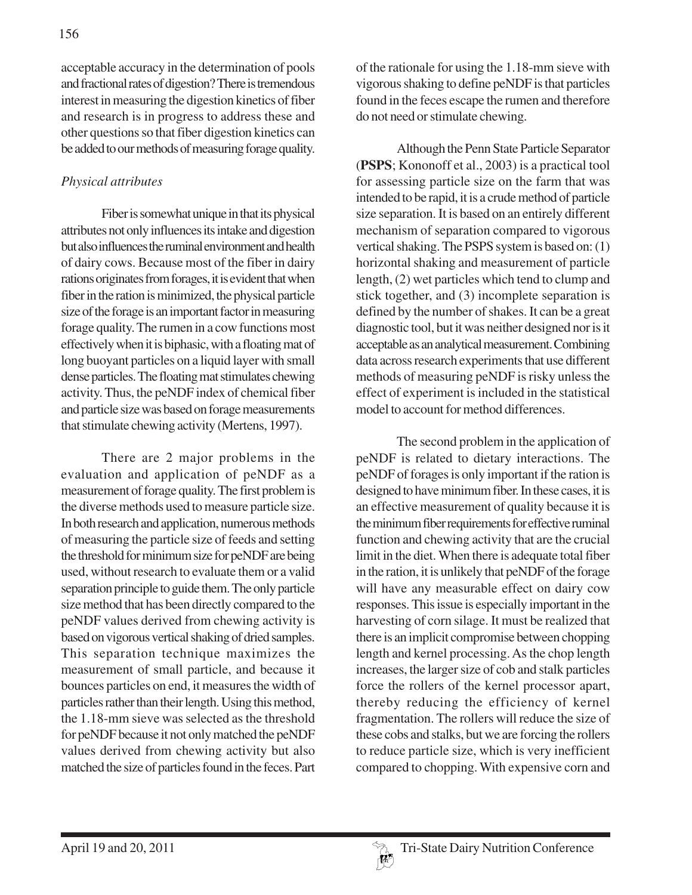acceptable accuracy in the determination of pools and fractional rates of digestion? There is tremendous interest in measuring the digestion kinetics of fiber and research is in progress to address these and other questions so that fiber digestion kinetics can be added to our methods of measuring forage quality.

### *Physical attributes*

Fiber is somewhat unique in that its physical attributes not only influences its intake and digestion but also influences the ruminal environment and health of dairy cows. Because most of the fiber in dairy rations originates from forages, it is evident that when fiber in the ration is minimized, the physical particle size of the forage is an important factor in measuring forage quality. The rumen in a cow functions most effectively when it is biphasic, with a floating mat of long buoyant particles on a liquid layer with small dense particles. The floating mat stimulates chewing activity. Thus, the peNDF index of chemical fiber and particle size was based on forage measurements that stimulate chewing activity (Mertens, 1997).

There are 2 major problems in the evaluation and application of peNDF as a measurement of forage quality. The first problem is the diverse methods used to measure particle size. In both research and application, numerous methods of measuring the particle size of feeds and setting the threshold for minimum size for peNDF are being used, without research to evaluate them or a valid separation principle to guide them. The only particle size method that has been directly compared to the peNDF values derived from chewing activity is based on vigorous vertical shaking of dried samples. This separation technique maximizes the measurement of small particle, and because it bounces particles on end, it measures the width of particles rather than their length. Using this method, the 1.18-mm sieve was selected as the threshold for peNDF because it not only matched the peNDF values derived from chewing activity but also matched the size of particles found in the feces. Part of the rationale for using the 1.18-mm sieve with vigorous shaking to define peNDF is that particles found in the feces escape the rumen and therefore do not need or stimulate chewing.

Although the Penn State Particle Separator (**PSPS**; Kononoff et al., 2003) is a practical tool for assessing particle size on the farm that was intended to be rapid, it is a crude method of particle size separation. It is based on an entirely different mechanism of separation compared to vigorous vertical shaking. The PSPS system is based on: (1) horizontal shaking and measurement of particle length, (2) wet particles which tend to clump and stick together, and (3) incomplete separation is defined by the number of shakes. It can be a great diagnostic tool, but it was neither designed nor is it acceptable as an analytical measurement. Combining data across research experiments that use different methods of measuring peNDF is risky unless the effect of experiment is included in the statistical model to account for method differences.

The second problem in the application of peNDF is related to dietary interactions. The peNDF of forages is only important if the ration is designed to have minimum fiber. In these cases, it is an effective measurement of quality because it is the minimum fiber requirements for effective ruminal function and chewing activity that are the crucial limit in the diet. When there is adequate total fiber in the ration, it is unlikely that peNDF of the forage will have any measurable effect on dairy cow responses. This issue is especially important in the harvesting of corn silage. It must be realized that there is an implicit compromise between chopping length and kernel processing. As the chop length increases, the larger size of cob and stalk particles force the rollers of the kernel processor apart, thereby reducing the efficiency of kernel fragmentation. The rollers will reduce the size of these cobs and stalks, but we are forcing the rollers to reduce particle size, which is very inefficient compared to chopping. With expensive corn and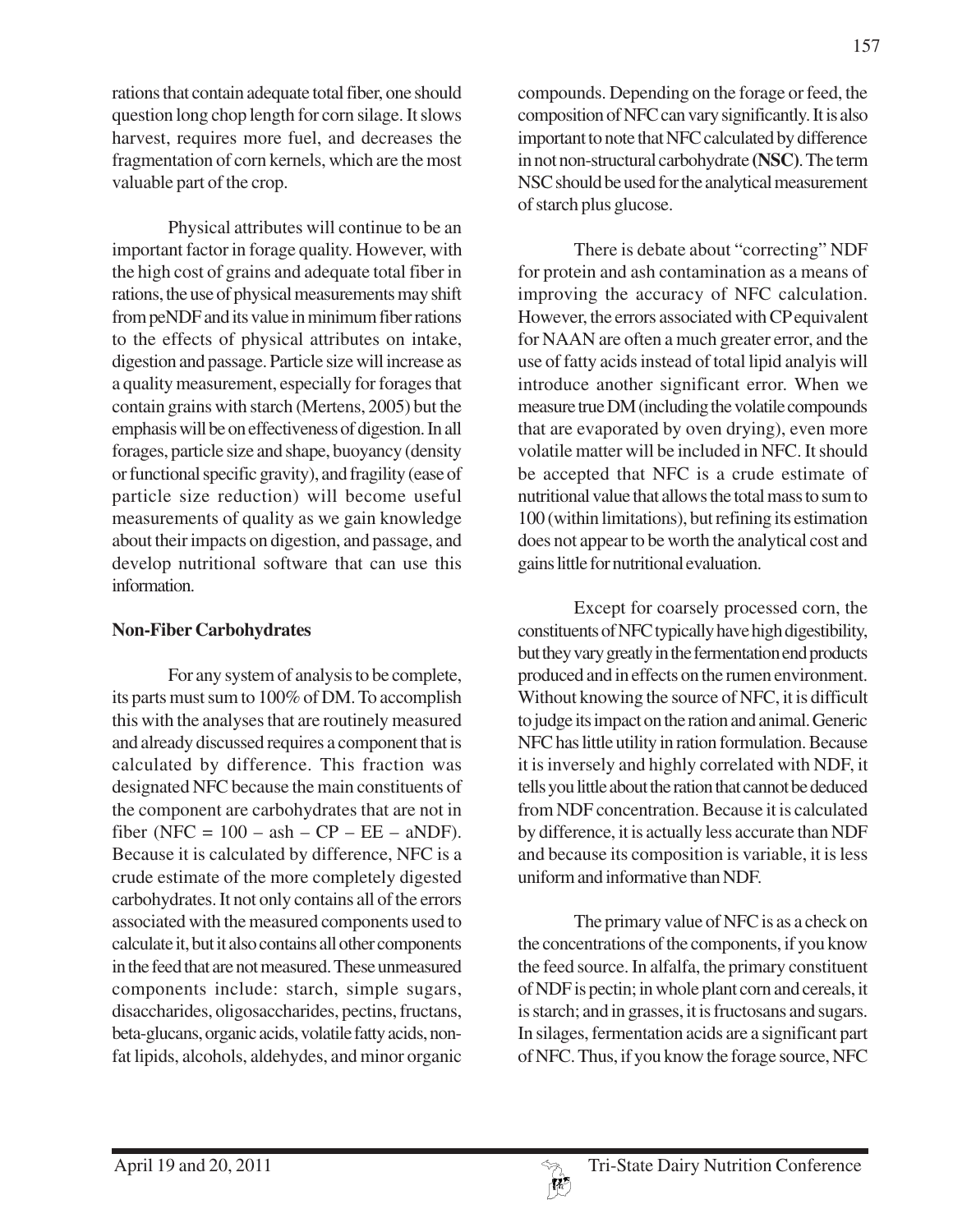rations that contain adequate total fiber, one should question long chop length for corn silage. It slows harvest, requires more fuel, and decreases the fragmentation of corn kernels, which are the most valuable part of the crop.

Physical attributes will continue to be an important factor in forage quality. However, with the high cost of grains and adequate total fiber in rations, the use of physical measurements may shift from peNDF and its value in minimum fiber rations to the effects of physical attributes on intake, digestion and passage. Particle size will increase as a quality measurement, especially for forages that contain grains with starch (Mertens, 2005) but the emphasis will be on effectiveness of digestion. In all forages, particle size and shape, buoyancy (density or functional specific gravity), and fragility (ease of particle size reduction) will become useful measurements of quality as we gain knowledge about their impacts on digestion, and passage, and develop nutritional software that can use this information.

### Non-Fiber Carbohydrates

For any system of analysis to be complete, its parts must sum to 100% of DM. To accomplish this with the analyses that are routinely measured and already discussed requires a component that is calculated by difference. This fraction was designated NFC because the main constituents of the component are carbohydrates that are not in fiber ($NFC = 100 - ash - CP - EE - aNDF$). Because it is calculated by difference, NFC is a crude estimate of the more completely digested carbohydrates. It not only contains all of the errors associated with the measured components used to calculate it, but it also contains all other components in the feed that are not measured. These unmeasured components include: starch, simple sugars, disaccharides, oligosaccharides, pectins, fructans, beta-glucans, organic acids, volatile fatty acids, non-fat lipids, alcohols, aldehydes, and minor organic compounds. Depending on the forage or feed, the composition of NFC can vary significantly. It is also important to note that NFC calculated by difference in not non-structural carbohydrate **(NSC)**. The term NSC should be used for the analytical measurement of starch plus glucose.

There is debate about "correcting" NDF for protein and ash contamination as a means of improving the accuracy of NFC calculation. However, the errors associated with CP equivalent for NAAN are often a much greater error, and the use of fatty acids instead of total lipid analyis will introduce another significant error. When we measure true DM (including the volatile compounds that are evaporated by oven drying), even more volatile matter will be included in NFC. It should be accepted that NFC is a crude estimate of nutritional value that allows the total mass to sum to 100 (within limitations), but refining its estimation does not appear to be worth the analytical cost and gains little for nutritional evaluation.

Except for coarsely processed corn, the constituents of NFC typically have high digestibility, but they vary greatly in the fermentation end products produced and in effects on the rumen environment. Without knowing the source of NFC, it is difficult to judge its impact on the ration and animal. Generic NFC has little utility in ration formulation. Because it is inversely and highly correlated with NDF, it tells you little about the ration that cannot be deduced from NDF concentration. Because it is calculated by difference, it is actually less accurate than NDF and because its composition is variable, it is less uniform and informative than NDF.

The primary value of NFC is as a check on the concentrations of the components, if you know the feed source. In alfalfa, the primary constituent of NDF is pectin; in whole plant corn and cereals, it is starch; and in grasses, it is fructosans and sugars. In silages, fermentation acids are a significant part of NFC. Thus, if you know the forage source, NFC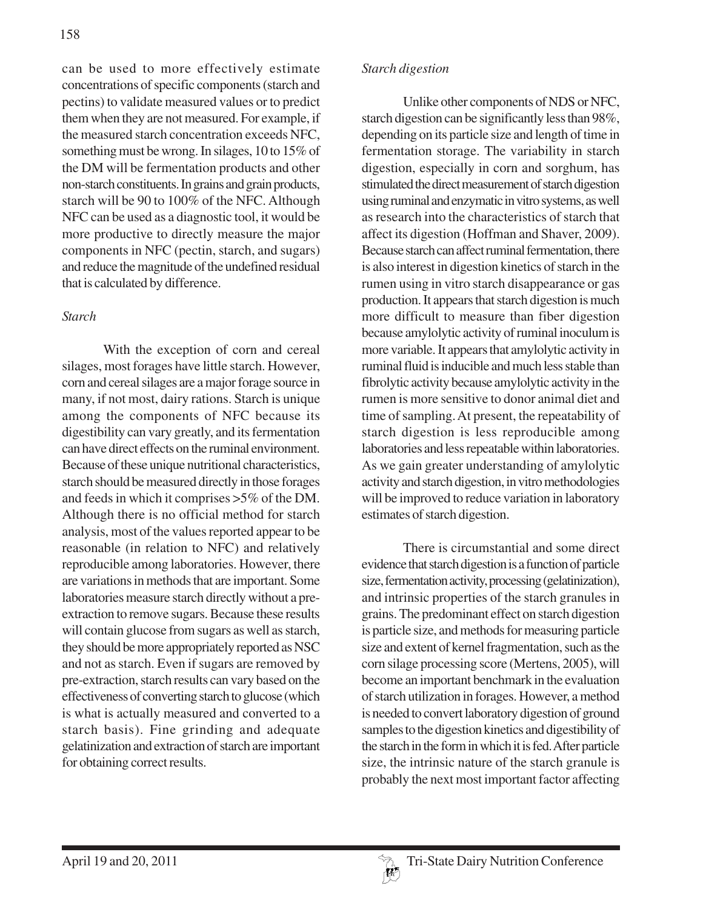can be used to more effectively estimate concentrations of specific components (starch and pectins) to validate measured values or to predict them when they are not measured. For example, if the measured starch concentration exceeds NFC, something must be wrong. In silages, 10 to 15% of the DM will be fermentation products and other non-starch constituents. In grains and grain products, starch will be 90 to 100% of the NFC. Although NFC can be used as a diagnostic tool, it would be more productive to directly measure the major components in NFC (pectin, starch, and sugars) and reduce the magnitude of the undefined residual that is calculated by difference.

*Starch*

With the exception of corn and cereal silages, most forages have little starch. However, corn and cereal silages are a major forage source in many, if not most, dairy rations. Starch is unique among the components of NFC because its digestibility can vary greatly, and its fermentation can have direct effects on the ruminal environment. Because of these unique nutritional characteristics, starch should be measured directly in those forages and feeds in which it comprises >5% of the DM. Although there is no official method for starch analysis, most of the values reported appear to be reasonable (in relation to NFC) and relatively reproducible among laboratories. However, there are variations in methods that are important. Some laboratories measure starch directly without a pre-extraction to remove sugars. Because these results will contain glucose from sugars as well as starch, they should be more appropriately reported as NSC and not as starch. Even if sugars are removed by pre-extraction, starch results can vary based on the effectiveness of converting starch to glucose (which is what is actually measured and converted to a starch basis). Fine grinding and adequate gelatinization and extraction of starch are important for obtaining correct results.

*Starch digestion*

Unlike other components of NDS or NFC, starch digestion can be significantly less than 98%, depending on its particle size and length of time in fermentation storage. The variability in starch digestion, especially in corn and sorghum, has stimulated the direct measurement of starch digestion using ruminal and enzymatic in vitro systems, as well as research into the characteristics of starch that affect its digestion (Hoffman and Shaver, 2009). Because starch can affect ruminal fermentation, there is also interest in digestion kinetics of starch in the rumen using in vitro starch disappearance or gas production. It appears that starch digestion is much more difficult to measure than fiber digestion because amylolytic activity of ruminal inoculum is more variable. It appears that amylolytic activity in ruminal fluid is inducible and much less stable than fibrolytic activity because amylolytic activity in the rumen is more sensitive to donor animal diet and time of sampling. At present, the repeatability of starch digestion is less reproducible among laboratories and less repeatable within laboratories. As we gain greater understanding of amylolytic activity and starch digestion, in vitro methodologies will be improved to reduce variation in laboratory estimates of starch digestion.

There is circumstantial and some direct evidence that starch digestion is a function of particle size, fermentation activity, processing (gelatinization), and intrinsic properties of the starch granules in grains. The predominant effect on starch digestion is particle size, and methods for measuring particle size and extent of kernel fragmentation, such as the corn silage processing score (Mertens, 2005), will become an important benchmark in the evaluation of starch utilization in forages. However, a method is needed to convert laboratory digestion of ground samples to the digestion kinetics and digestibility of the starch in the form in which it is fed. After particle size, the intrinsic nature of the starch granule is probably the next most important factor affecting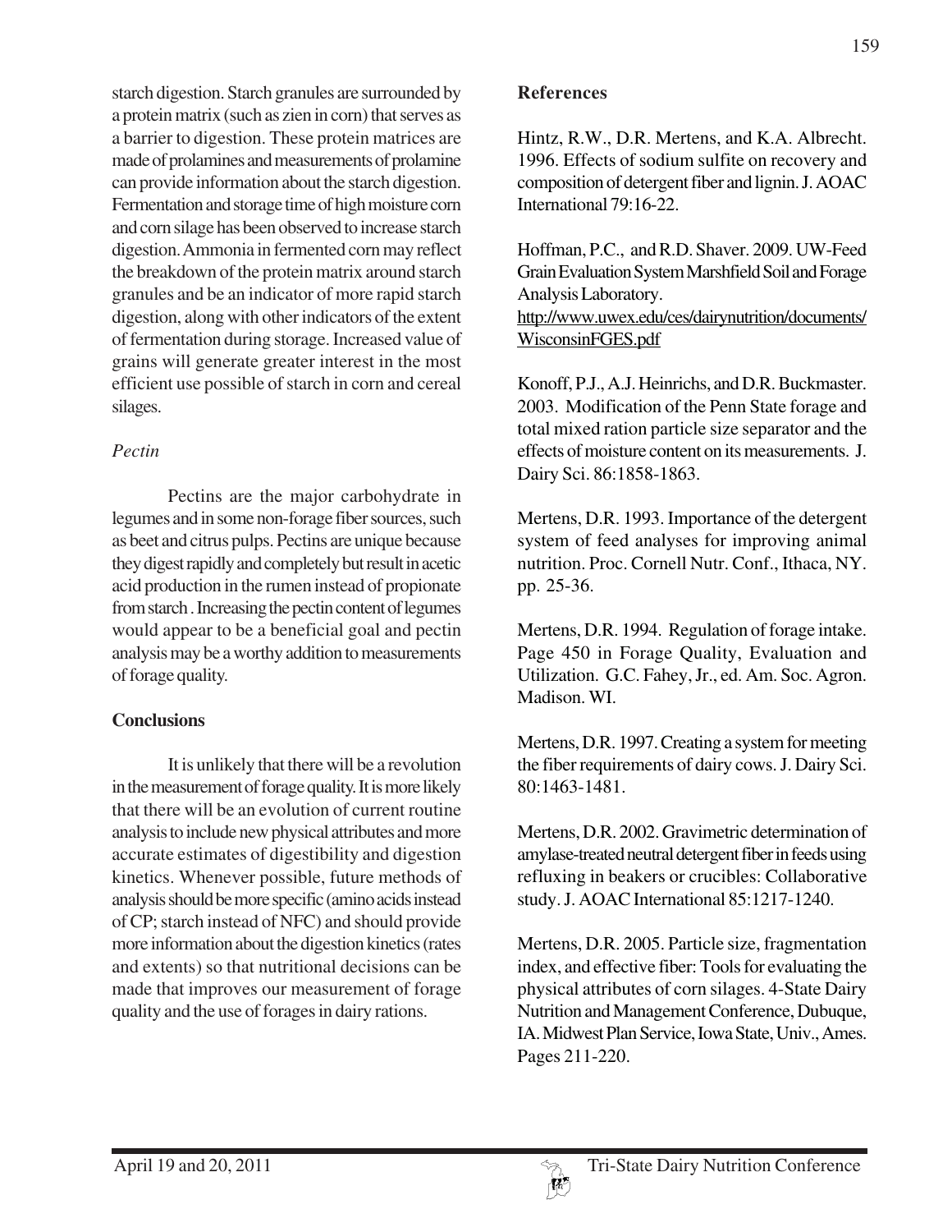starch digestion. Starch granules are surrounded by a protein matrix (such as zien in corn) that serves as a barrier to digestion. These protein matrices are made of prolamines and measurements of prolamine can provide information about the starch digestion. Fermentation and storage time of high moisture corn and corn silage has been observed to increase starch digestion. Ammonia in fermented corn may reflect the breakdown of the protein matrix around starch granules and be an indicator of more rapid starch digestion, along with other indicators of the extent of fermentation during storage. Increased value of grains will generate greater interest in the most efficient use possible of starch in corn and cereal silages.

*Pectin*

Pectins are the major carbohydrate in legumes and in some non-forage fiber sources, such as beet and citrus pulps. Pectins are unique because they digest rapidly and completely but result in acetic acid production in the rumen instead of propionate from starch . Increasing the pectin content of legumes would appear to be a beneficial goal and pectin analysis may be a worthy addition to measurements of forage quality.

## Conclusions

It is unlikely that there will be a revolution in the measurement of forage quality. It is more likely that there will be an evolution of current routine analysis to include new physical attributes and more accurate estimates of digestibility and digestion kinetics. Whenever possible, future methods of analysis should be more specific (amino acids instead of CP; starch instead of NFC) and should provide more information about the digestion kinetics (rates and extents) so that nutritional decisions can be made that improves our measurement of forage quality and the use of forages in dairy rations.

## References

Hintz, R.W., D.R. Mertens, and K.A. Albrecht. 1996. Effects of sodium sulfite on recovery and composition of detergent fiber and lignin. J. AOAC International 79:16-22.

Hoffman, P.C., and R.D. Shaver. 2009. UW-Feed Grain Evaluation System Marshfield Soil and Forage Analysis Laboratory. http://www.uwex.edu/ces/dairynutrition/documents/WisconsinFGES.pdf

Konoff, P.J., A.J. Heinrichs, and D.R. Buckmaster. 2003. Modification of the Penn State forage and total mixed ration particle size separator and the effects of moisture content on its measurements. J. Dairy Sci. 86:1858-1863.

Mertens, D.R. 1993. Importance of the detergent system of feed analyses for improving animal nutrition. Proc. Cornell Nutr. Conf., Ithaca, NY. pp. 25-36.

Mertens, D.R. 1994. Regulation of forage intake. Page 450 in Forage Quality, Evaluation and Utilization. G.C. Fahey, Jr., ed. Am. Soc. Agron. Madison. WI.

Mertens, D.R. 1997. Creating a system for meeting the fiber requirements of dairy cows. J. Dairy Sci. 80:1463-1481.

Mertens, D.R. 2002. Gravimetric determination of amylase-treated neutral detergent fiber in feeds using refluxing in beakers or crucibles: Collaborative study. J. AOAC International 85:1217-1240.

Mertens, D.R. 2005. Particle size, fragmentation index, and effective fiber: Tools for evaluating the physical attributes of corn silages. 4-State Dairy Nutrition and Management Conference, Dubuque, IA. Midwest Plan Service, Iowa State, Univ., Ames. Pages 211-220.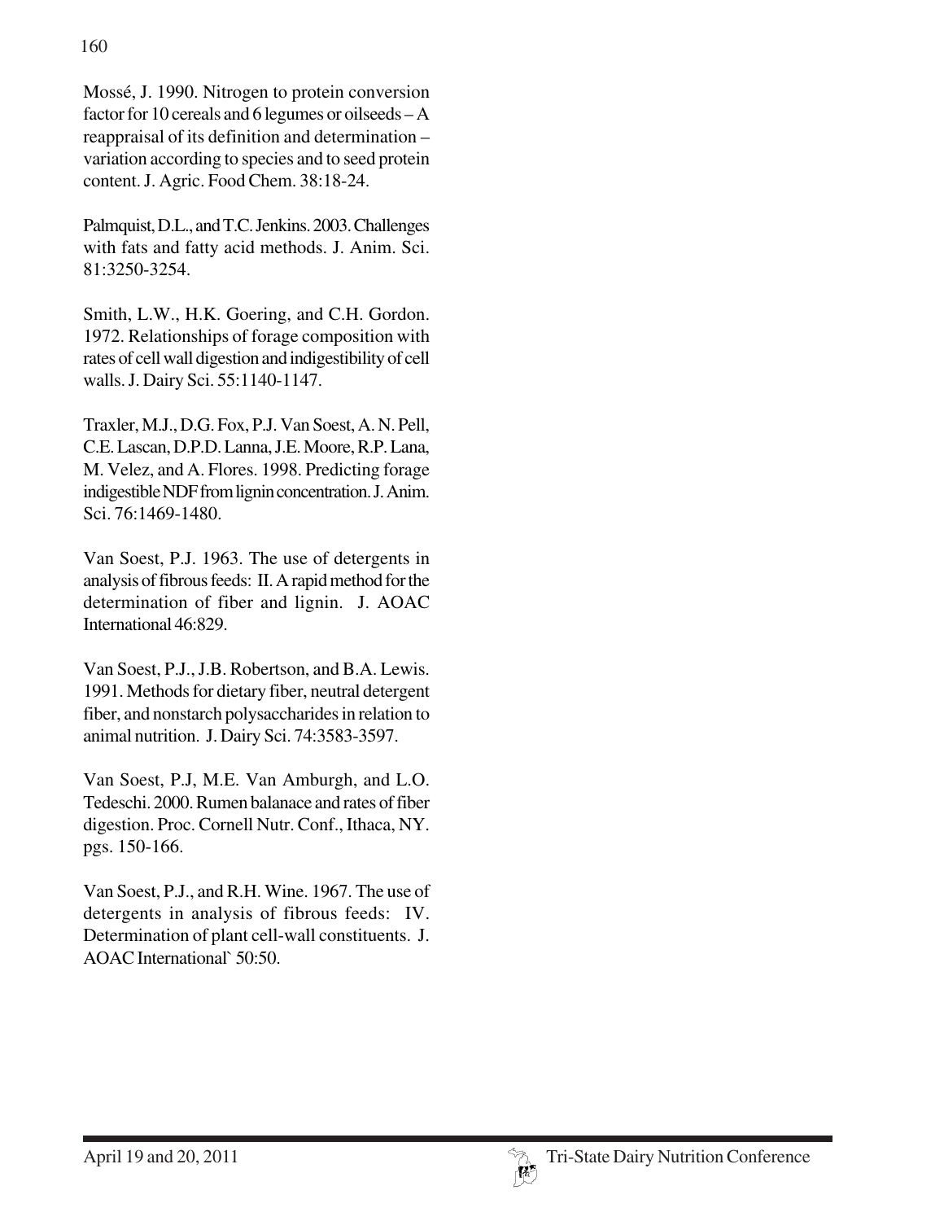Mossé, J. 1990. Nitrogen to protein conversion factor for 10 cereals and 6 legumes or oilseeds – A reappraisal of its definition and determination – variation according to species and to seed protein content. J. Agric. Food Chem. 38:18-24.

Palmquist, D.L., and T.C. Jenkins. 2003. Challenges with fats and fatty acid methods. J. Anim. Sci. 81:3250-3254.

Smith, L.W., H.K. Goering, and C.H. Gordon. 1972. Relationships of forage composition with rates of cell wall digestion and indigestibility of cell walls. J. Dairy Sci. 55:1140-1147.

Traxler, M.J., D.G. Fox, P.J. Van Soest, A. N. Pell, C.E. Lascan, D.P.D. Lanna, J.E. Moore, R.P. Lana, M. Velez, and A. Flores. 1998. Predicting forage indigestible NDF from lignin concentration. J. Anim. Sci. 76:1469-1480.

Van Soest, P.J. 1963. The use of detergents in analysis of fibrous feeds: II. A rapid method for the determination of fiber and lignin. J. AOAC International 46:829.

Van Soest, P.J., J.B. Robertson, and B.A. Lewis. 1991. Methods for dietary fiber, neutral detergent fiber, and nonstarch polysaccharides in relation to animal nutrition. J. Dairy Sci. 74:3583-3597.

Van Soest, P.J, M.E. Van Amburgh, and L.O. Tedeschi. 2000. Rumen balanace and rates of fiber digestion. Proc. Cornell Nutr. Conf., Ithaca, NY. pgs. 150-166.

Van Soest, P.J., and R.H. Wine. 1967. The use of detergents in analysis of fibrous feeds: IV. Determination of plant cell-wall constituents. J. AOAC International` 50:50.